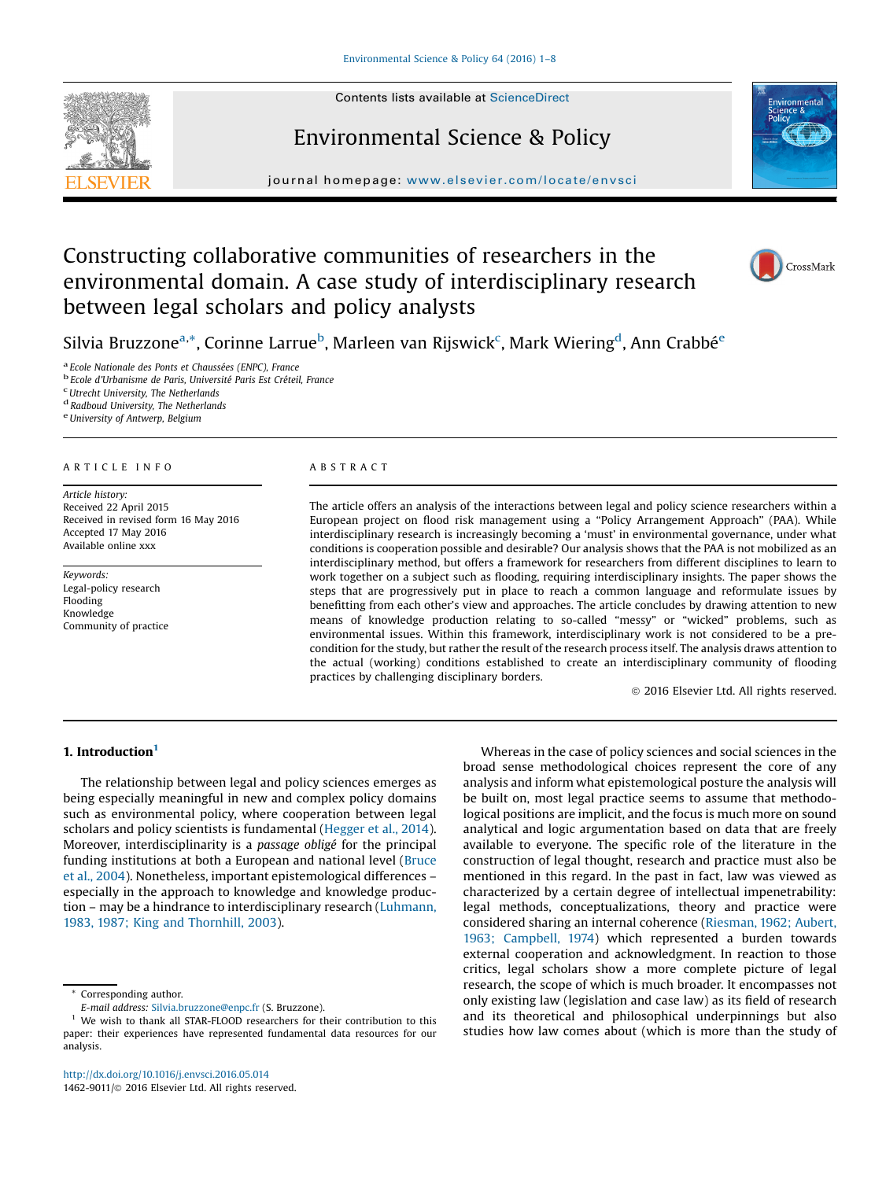# Constructing collaborative communities of researchers in the environmental domain. A case study of interdisciplinary research between legal scholars and policy analysts

Silvia Bruzzone[a,*], Corinne Larrue[b], Marleen van Rijswick[c], Mark Wiering[d], Ann Crabbé[e]

[a] Ecole Nationale des Ponts et Chaussées (ENPC), France
[b] Ecole d'Urbanisme de Paris, Université Paris Est Créteil, France
[c] Utrecht University, The Netherlands
[d] Radboud University, The Netherlands
[e] University of Antwerp, Belgium

## ARTICLE INFO

*Article history:*
Received 22 April 2015
Received in revised form 16 May 2016
Accepted 17 May 2016
Available online xxx

*Keywords:*
Legal-policy research
Flooding
Knowledge
Community of practice

## ABSTRACT

The article offers an analysis of the interactions between legal and policy science researchers within a European project on flood risk management using a "Policy Arrangement Approach" (PAA). While interdisciplinary research is increasingly becoming a 'must' in environmental governance, under what conditions is cooperation possible and desirable? Our analysis shows that the PAA is not mobilized as an interdisciplinary method, but offers a framework for researchers from different disciplines to learn to work together on a subject such as flooding, requiring interdisciplinary insights. The paper shows the steps that are progressively put in place to reach a common language and reformulate issues by benefitting from each other's view and approaches. The article concludes by drawing attention to new means of knowledge production relating to so-called "messy" or "wicked" problems, such as environmental issues. Within this framework, interdisciplinary work is not considered to be a pre-condition for the study, but rather the result of the research process itself. The analysis draws attention to the actual (working) conditions established to create an interdisciplinary community of flooding practices by challenging disciplinary borders.

© 2016 Elsevier Ltd. All rights reserved.

## 1. Introduction[1]

The relationship between legal and policy sciences emerges as being especially meaningful in new and complex policy domains such as environmental policy, where cooperation between legal scholars and policy scientists is fundamental (Hegger et al., 2014). Moreover, interdisciplinarity is a *passage obligé* for the principal funding institutions at both a European and national level (Bruce et al., 2004). Nonetheless, important epistemological differences – especially in the approach to knowledge and knowledge production – may be a hindrance to interdisciplinary research (Luhmann, 1983, 1987; King and Thornhill, 2003).

Whereas in the case of policy sciences and social sciences in the broad sense methodological choices represent the core of any analysis and inform what epistemological posture the analysis will be built on, most legal practice seems to assume that methodological positions are implicit, and the focus is much more on sound analytical and logic argumentation based on data that are freely available to everyone. The specific role of the literature in the construction of legal thought, research and practice must also be mentioned in this regard. In the past in fact, law was viewed as characterized by a certain degree of intellectual impenetrability: legal methods, conceptualizations, theory and practice were considered sharing an internal coherence (Riesman, 1962; Aubert, 1963; Campbell, 1974) which represented a burden towards external cooperation and acknowledgment. In reaction to those critics, legal scholars show a more complete picture of legal research, the scope of which is much broader. It encompasses not only existing law (legislation and case law) as its field of research and its theoretical and philosophical underpinnings but also studies how law comes about (which is more than the study of

* Corresponding author.
*E-mail address:* Silvia.bruzzone@enpc.fr (S. Bruzzone).
[1] We wish to thank all STAR-FLOOD researchers for their contribution to this paper: their experiences have represented fundamental data resources for our analysis.

http://dx.doi.org/10.1016/j.envsci.2016.05.014
1462-9011/© 2016 Elsevier Ltd. All rights reserved.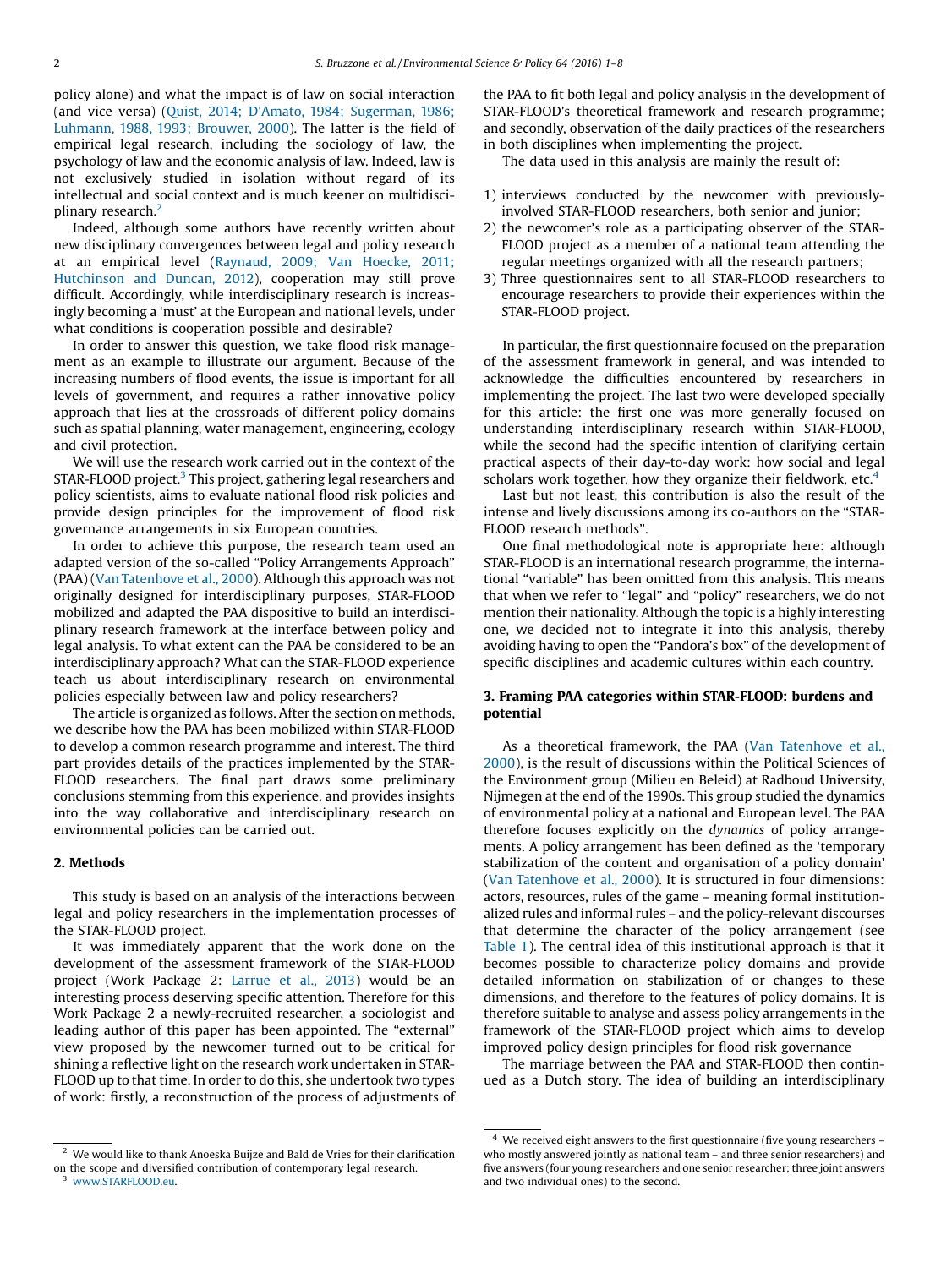policy alone) and what the impact is of law on social interaction (and vice versa) (Quist, 2014; D'Amato, 1984; Sugerman, 1986; Luhmann, 1988, 1993; Brouwer, 2000). The latter is the field of empirical legal research, including the sociology of law, the psychology of law and the economic analysis of law. Indeed, law is not exclusively studied in isolation without regard of its intellectual and social context and is much keener on multidisciplinary research.[2]

Indeed, although some authors have recently written about new disciplinary convergences between legal and policy research at an empirical level (Raynaud, 2009; Van Hoecke, 2011; Hutchinson and Duncan, 2012), cooperation may still prove difficult. Accordingly, while interdisciplinary research is increasingly becoming a 'must' at the European and national levels, under what conditions is cooperation possible and desirable?

In order to answer this question, we take flood risk management as an example to illustrate our argument. Because of the increasing numbers of flood events, the issue is important for all levels of government, and requires a rather innovative policy approach that lies at the crossroads of different policy domains such as spatial planning, water management, engineering, ecology and civil protection.

We will use the research work carried out in the context of the STAR-FLOOD project.[3] This project, gathering legal researchers and policy scientists, aims to evaluate national flood risk policies and provide design principles for the improvement of flood risk governance arrangements in six European countries.

In order to achieve this purpose, the research team used an adapted version of the so-called "Policy Arrangements Approach" (PAA) (Van Tatenhove et al., 2000). Although this approach was not originally designed for interdisciplinary purposes, STAR-FLOOD mobilized and adapted the PAA dispositive to build an interdisciplinary research framework at the interface between policy and legal analysis. To what extent can the PAA be considered to be an interdisciplinary approach? What can the STAR-FLOOD experience teach us about interdisciplinary research on environmental policies especially between law and policy researchers?

The article is organized as follows. After the section on methods, we describe how the PAA has been mobilized within STAR-FLOOD to develop a common research programme and interest. The third part provides details of the practices implemented by the STAR-FLOOD researchers. The final part draws some preliminary conclusions stemming from this experience, and provides insights into the way collaborative and interdisciplinary research on environmental policies can be carried out.

## 2. Methods

This study is based on an analysis of the interactions between legal and policy researchers in the implementation processes of the STAR-FLOOD project.

It was immediately apparent that the work done on the development of the assessment framework of the STAR-FLOOD project (Work Package 2: Larrue et al., 2013) would be an interesting process deserving specific attention. Therefore for this Work Package 2 a newly-recruited researcher, a sociologist and leading author of this paper has been appointed. The "external" view proposed by the newcomer turned out to be critical for shining a reflective light on the research work undertaken in STAR-FLOOD up to that time. In order to do this, she undertook two types of work: firstly, a reconstruction of the process of adjustments of the PAA to fit both legal and policy analysis in the development of STAR-FLOOD's theoretical framework and research programme; and secondly, observation of the daily practices of the researchers in both disciplines when implementing the project.

The data used in this analysis are mainly the result of:

1) interviews conducted by the newcomer with previously-involved STAR-FLOOD researchers, both senior and junior;
2) the newcomer's role as a participating observer of the STAR-FLOOD project as a member of a national team attending the regular meetings organized with all the research partners;
3) Three questionnaires sent to all STAR-FLOOD researchers to encourage researchers to provide their experiences within the STAR-FLOOD project.

In particular, the first questionnaire focused on the preparation of the assessment framework in general, and was intended to acknowledge the difficulties encountered by researchers in implementing the project. The last two were developed specially for this article: the first one was more generally focused on understanding interdisciplinary research within STAR-FLOOD, while the second had the specific intention of clarifying certain practical aspects of their day-to-day work: how social and legal scholars work together, how they organize their fieldwork, etc.[4]

Last but not least, this contribution is also the result of the intense and lively discussions among its co-authors on the "STAR-FLOOD research methods".

One final methodological note is appropriate here: although STAR-FLOOD is an international research programme, the international "variable" has been omitted from this analysis. This means that when we refer to "legal" and "policy" researchers, we do not mention their nationality. Although the topic is a highly interesting one, we decided not to integrate it into this analysis, thereby avoiding having to open the "Pandora's box" of the development of specific disciplines and academic cultures within each country.

## 3. Framing PAA categories within STAR-FLOOD: burdens and potential

As a theoretical framework, the PAA (Van Tatenhove et al., 2000), is the result of discussions within the Political Sciences of the Environment group (Milieu en Beleid) at Radboud University, Nijmegen at the end of the 1990s. This group studied the dynamics of environmental policy at a national and European level. The PAA therefore focuses explicitly on the *dynamics* of policy arrangements. A policy arrangement has been defined as the 'temporary stabilization of the content and organisation of a policy domain' (Van Tatenhove et al., 2000). It is structured in four dimensions: actors, resources, rules of the game – meaning formal institutionalized rules and informal rules – and the policy-relevant discourses that determine the character of the policy arrangement (see Table 1). The central idea of this institutional approach is that it becomes possible to characterize policy domains and provide detailed information on stabilization of or changes to these dimensions, and therefore to the features of policy domains. It is therefore suitable to analyse and assess policy arrangements in the framework of the STAR-FLOOD project which aims to develop improved policy design principles for flood risk governance

The marriage between the PAA and STAR-FLOOD then continued as a Dutch story. The idea of building an interdisciplinary

[2] We would like to thank Anoeska Buijze and Bald de Vries for their clarification on the scope and diversified contribution of contemporary legal research.

[3] www.STARFLOOD.eu.

[4] We received eight answers to the first questionnaire (five young researchers – who mostly answered jointly as national team – and three senior researchers) and five answers (four young researchers and one senior researcher; three joint answers and two individual ones) to the second.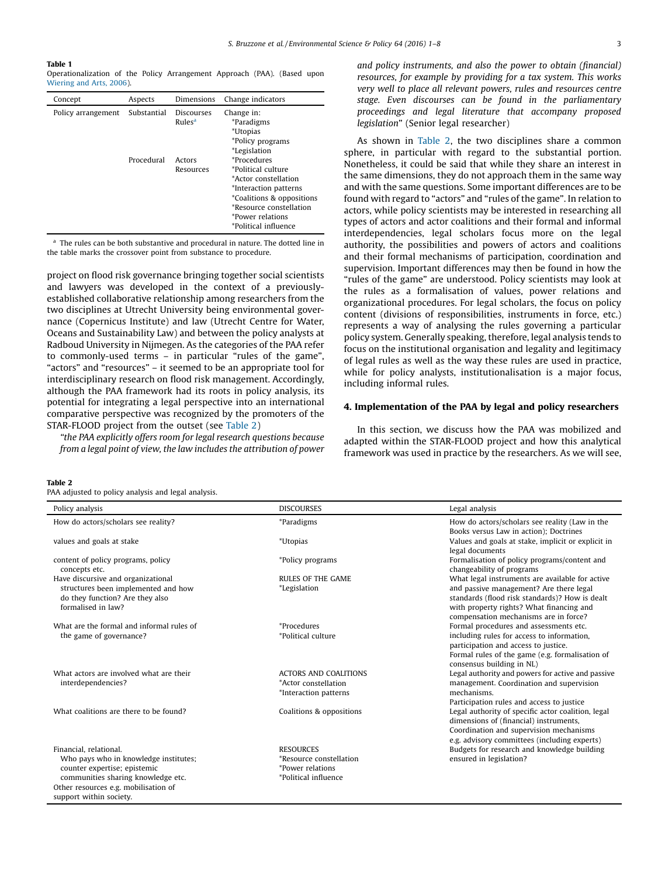**Table 1**
Operationalization of the Policy Arrangement Approach (PAA). (Based upon Wiering and Arts, 2006).

| Concept | Aspects | Dimensions | Change indicators |
|---|---|---|---|
| Policy arrangement | Substantial | Discourses<br>Rules[a] | Change in:<br>*Paradigms<br>*Utopias<br>*Policy programs<br>*Legislation |
| | Procedural | Actors<br>Resources | *Procedures<br>*Political culture<br>*Actor constellation<br>*Interaction patterns<br>*Coalitions & oppositions<br>*Resource constellation<br>*Power relations<br>*Political influence |

[a] The rules can be both substantive and procedural in nature. The dotted line in the table marks the crossover point from substance to procedure.

project on flood risk governance bringing together social scientists and lawyers was developed in the context of a previously-established collaborative relationship among researchers from the two disciplines at Utrecht University being environmental governance (Copernicus Institute) and law (Utrecht Centre for Water, Oceans and Sustainability Law) and between the policy analysts at Radboud University in Nijmegen. As the categories of the PAA refer to commonly-used terms – in particular "rules of the game", "actors" and "resources" – it seemed to be an appropriate tool for interdisciplinary research on flood risk management. Accordingly, although the PAA framework had its roots in policy analysis, its potential for integrating a legal perspective into an international comparative perspective was recognized by the promoters of the STAR-FLOOD project from the outset (see Table 2)

*"the PAA explicitly offers room for legal research questions because from a legal point of view, the law includes the attribution of power and policy instruments, and also the power to obtain (financial) resources, for example by providing for a tax system. This works very well to place all relevant powers, rules and resources centre stage. Even discourses can be found in the parliamentary proceedings and legal literature that accompany proposed legislation"* (Senior legal researcher)

As shown in Table 2, the two disciplines share a common sphere, in particular with regard to the substantial portion. Nonetheless, it could be said that while they share an interest in the same dimensions, they do not approach them in the same way and with the same questions. Some important differences are to be found with regard to "actors" and "rules of the game". In relation to actors, while policy scientists may be interested in researching all types of actors and actor coalitions and their formal and informal interdependencies, legal scholars focus more on the legal authority, the possibilities and powers of actors and coalitions and their formal mechanisms of participation, coordination and supervision. Important differences may then be found in how the "rules of the game" are understood. Policy scientists may look at the rules as a formalisation of values, power relations and organizational procedures. For legal scholars, the focus on policy content (divisions of responsibilities, instruments in force, etc.) represents a way of analysing the rules governing a particular policy system. Generally speaking, therefore, legal analysis tends to focus on the institutional organisation and legality and legitimacy of legal rules as well as the way these rules are used in practice, while for policy analysts, institutionalisation is a major focus, including informal rules.

## 4. Implementation of the PAA by legal and policy researchers

In this section, we discuss how the PAA was mobilized and adapted within the STAR-FLOOD project and how this analytical framework was used in practice by the researchers. As we will see,

**Table 2**
PAA adjusted to policy analysis and legal analysis.

| Policy analysis | DISCOURSES | Legal analysis |
|---|---|---|
| How do actors/scholars see reality? | *Paradigms | How do actors/scholars see reality (Law in the Books versus Law in action); Doctrines |
| values and goals at stake | *Utopias | Values and goals at stake, implicit or explicit in legal documents |
| content of policy programs, policy concepts etc. | *Policy programs | Formalisation of policy programs/content and changeability of programs |
| Have discursive and organizational structures been implemented and how do they function? Are they also formalised in law? | RULES OF THE GAME<br>*Legislation | What legal instruments are available for active and passive management? Are there legal standards (flood risk standards)? How is dealt with property rights? What financing and compensation mechanisms are in force? |
| What are the formal and informal rules of the game of governance? | *Procedures<br>*Political culture | Formal procedures and assessments etc. including rules for access to information, participation and access to justice.<br>Formal rules of the game (e.g. formalisation of consensus building in NL) |
| What actors are involved what are their interdependencies? | ACTORS AND COALITIONS<br>*Actor constellation<br>*Interaction patterns | Legal authority and powers for active and passive management. Coordination and supervision mechanisms.<br>Participation rules and access to justice |
| What coalitions are there to be found? | Coalitions & oppositions | Legal authority of specific actor coalition, legal dimensions of (financial) instruments, Coordination and supervision mechanisms e.g. advisory committees (including experts) |
| Financial, relational.<br>Who pays who in knowledge institutes; counter expertise; epistemic communities sharing knowledge etc.<br>Other resources e.g. mobilisation of support within society. | RESOURCES<br>*Resource constellation<br>*Power relations<br>*Political influence | Budgets for research and knowledge building ensured in legislation? |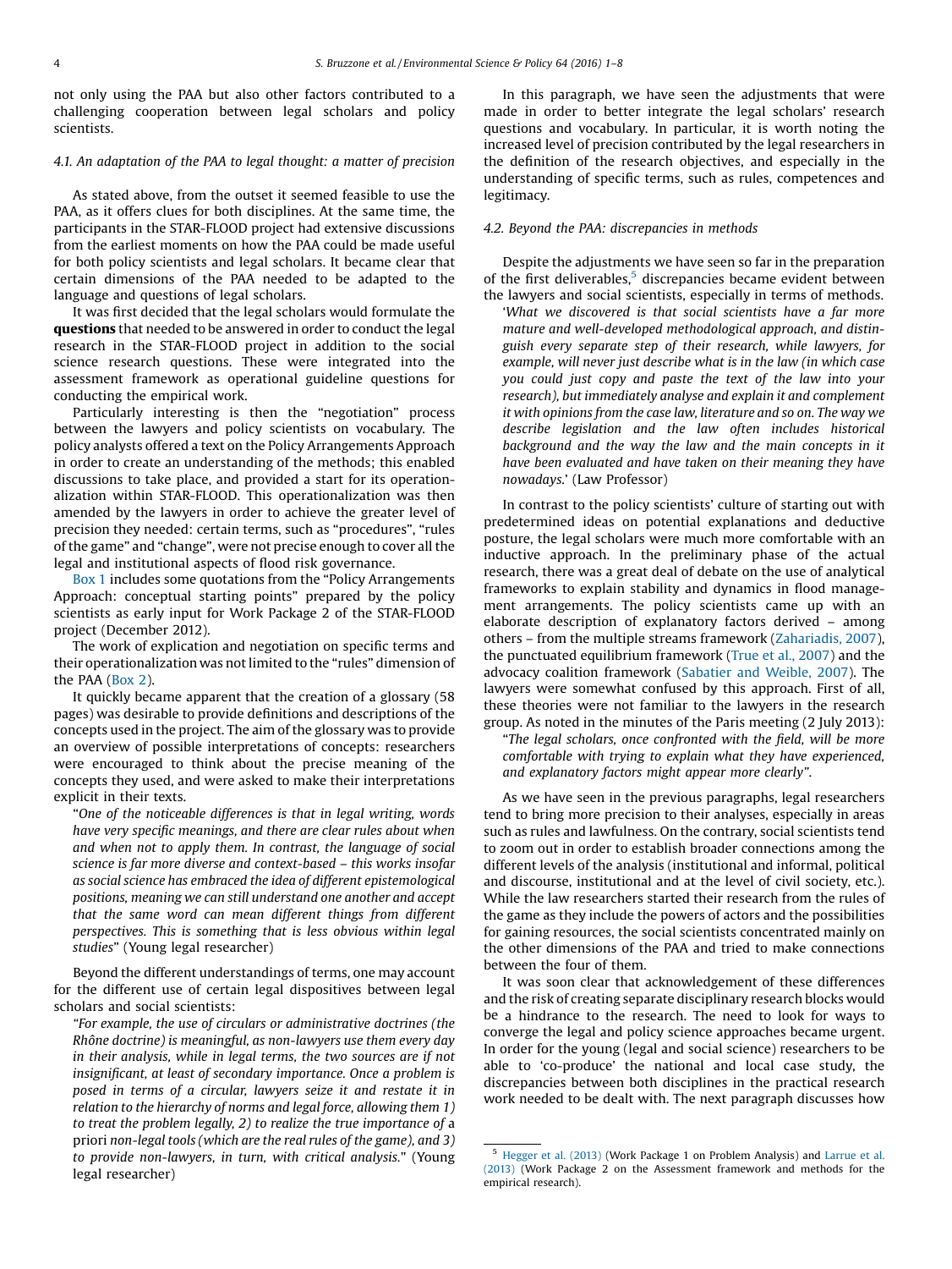not only using the PAA but also other factors contributed to a challenging cooperation between legal scholars and policy scientists.

### 4.1. An adaptation of the PAA to legal thought: a matter of precision

As stated above, from the outset it seemed feasible to use the PAA, as it offers clues for both disciplines. At the same time, the participants in the STAR-FLOOD project had extensive discussions from the earliest moments on how the PAA could be made useful for both policy scientists and legal scholars. It became clear that certain dimensions of the PAA needed to be adapted to the language and questions of legal scholars.

It was first decided that the legal scholars would formulate the **questions** that needed to be answered in order to conduct the legal research in the STAR-FLOOD project in addition to the social science research questions. These were integrated into the assessment framework as operational guideline questions for conducting the empirical work.

Particularly interesting is then the "negotiation" process between the lawyers and policy scientists on vocabulary. The policy analysts offered a text on the Policy Arrangements Approach in order to create an understanding of the methods; this enabled discussions to take place, and provided a start for its operationalization within STAR-FLOOD. This operationalization was then amended by the lawyers in order to achieve the greater level of precision they needed: certain terms, such as "procedures", "rules of the game" and "change", were not precise enough to cover all the legal and institutional aspects of flood risk governance.

Box 1 includes some quotations from the "Policy Arrangements Approach: conceptual starting points" prepared by the policy scientists as early input for Work Package 2 of the STAR-FLOOD project (December 2012).

The work of explication and negotiation on specific terms and their operationalization was not limited to the "rules" dimension of the PAA (Box 2).

It quickly became apparent that the creation of a glossary (58 pages) was desirable to provide definitions and descriptions of the concepts used in the project. The aim of the glossary was to provide an overview of possible interpretations of concepts: researchers were encouraged to think about the precise meaning of the concepts they used, and were asked to make their interpretations explicit in their texts.

"*One of the noticeable differences is that in legal writing, words have very specific meanings, and there are clear rules about when and when not to apply them. In contrast, the language of social science is far more diverse and context-based – this works insofar as social science has embraced the idea of different epistemological positions, meaning we can still understand one another and accept that the same word can mean different things from different perspectives. This is something that is less obvious within legal studies*" (Young legal researcher)

Beyond the different understandings of terms, one may account for the different use of certain legal dispositives between legal scholars and social scientists:

*"For example, the use of circulars or administrative doctrines (the Rhône doctrine) is meaningful, as non-lawyers use them every day in their analysis, while in legal terms, the two sources are if not insignificant, at least of secondary importance. Once a problem is posed in terms of a circular, lawyers seize it and restate it in relation to the hierarchy of norms and legal force, allowing them 1) to treat the problem legally, 2) to realize the true importance of* a priori *non-legal tools (which are the real rules of the game), and 3) to provide non-lawyers, in turn, with critical analysis."* (Young legal researcher)

In this paragraph, we have seen the adjustments that were made in order to better integrate the legal scholars' research questions and vocabulary. In particular, it is worth noting the increased level of precision contributed by the legal researchers in the definition of the research objectives, and especially in the understanding of specific terms, such as rules, competences and legitimacy.

### 4.2. Beyond the PAA: discrepancies in methods

Despite the adjustments we have seen so far in the preparation of the first deliverables,[5] discrepancies became evident between the lawyers and social scientists, especially in terms of methods.

'*What we discovered is that social scientists have a far more mature and well-developed methodological approach, and distinguish every separate step of their research, while lawyers, for example, will never just describe what is in the law (in which case you could just copy and paste the text of the law into your research), but immediately analyse and explain it and complement it with opinions from the case law, literature and so on. The way we describe legislation and the law often includes historical background and the way the law and the main concepts in it have been evaluated and have taken on their meaning they have nowadays.*' (Law Professor)

In contrast to the policy scientists' culture of starting out with predetermined ideas on potential explanations and deductive posture, the legal scholars were much more comfortable with an inductive approach. In the preliminary phase of the actual research, there was a great deal of debate on the use of analytical frameworks to explain stability and dynamics in flood management arrangements. The policy scientists came up with an elaborate description of explanatory factors derived – among others – from the multiple streams framework (Zahariadis, 2007), the punctuated equilibrium framework (True et al., 2007) and the advocacy coalition framework (Sabatier and Weible, 2007). The lawyers were somewhat confused by this approach. First of all, these theories were not familiar to the lawyers in the research group. As noted in the minutes of the Paris meeting (2 July 2013):

"*The legal scholars, once confronted with the field, will be more comfortable with trying to explain what they have experienced, and explanatory factors might appear more clearly*".

As we have seen in the previous paragraphs, legal researchers tend to bring more precision to their analyses, especially in areas such as rules and lawfulness. On the contrary, social scientists tend to zoom out in order to establish broader connections among the different levels of the analysis (institutional and informal, political and discourse, institutional and at the level of civil society, etc.). While the law researchers started their research from the rules of the game as they include the powers of actors and the possibilities for gaining resources, the social scientists concentrated mainly on the other dimensions of the PAA and tried to make connections between the four of them.

It was soon clear that acknowledgement of these differences and the risk of creating separate disciplinary research blocks would be a hindrance to the research. The need to look for ways to converge the legal and policy science approaches became urgent. In order for the young (legal and social science) researchers to be able to 'co-produce' the national and local case study, the discrepancies between both disciplines in the practical research work needed to be dealt with. The next paragraph discusses how

---

[5] Hegger et al. (2013) (Work Package 1 on Problem Analysis) and Larrue et al. (2013) (Work Package 2 on the Assessment framework and methods for the empirical research).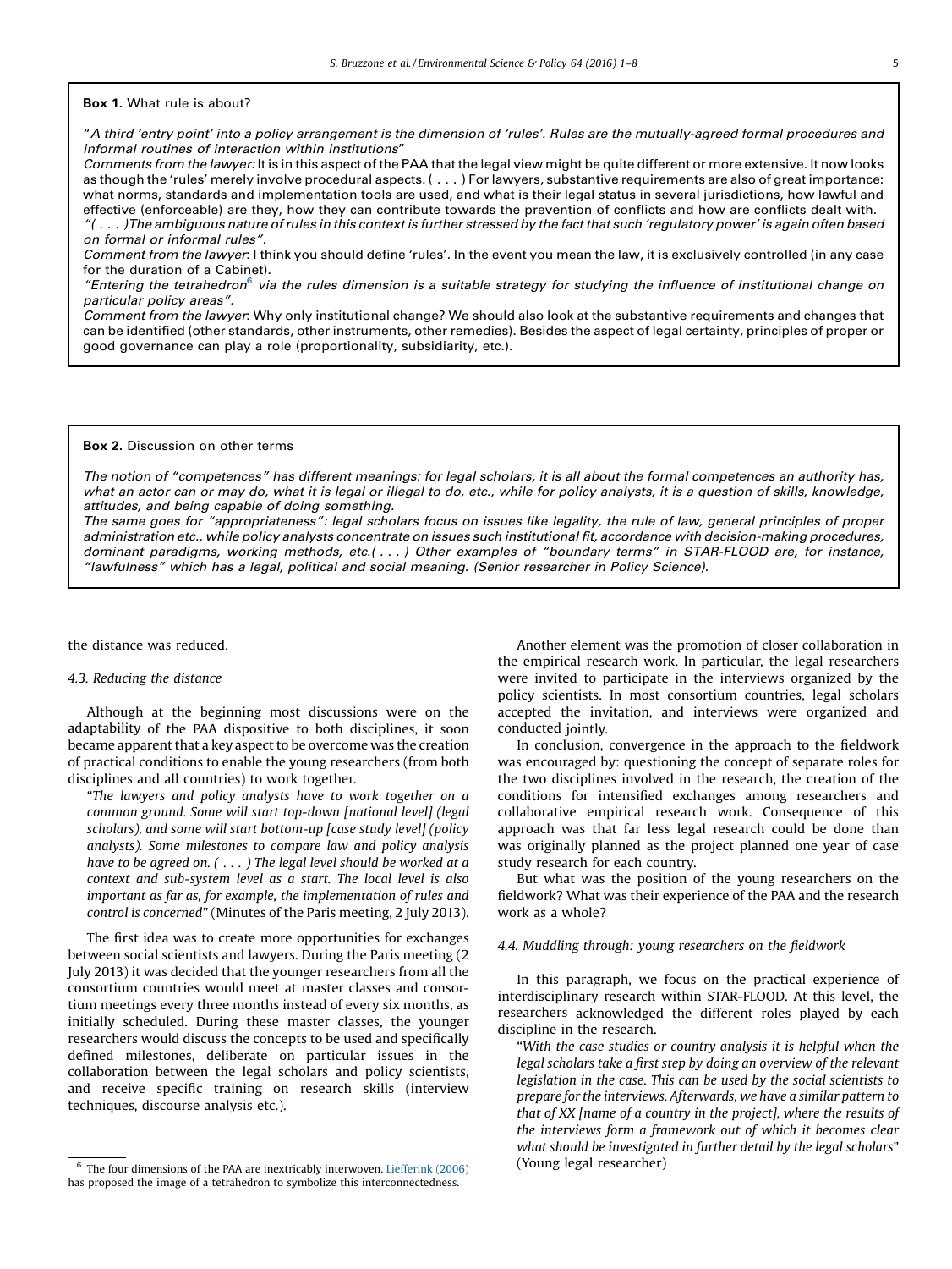**Box 1.** What rule is about?

"*A third 'entry point' into a policy arrangement is the dimension of 'rules'. Rules are the mutually-agreed formal procedures and informal routines of interaction within institutions*"

*Comments from the lawyer:* It is in this aspect of the PAA that the legal view might be quite different or more extensive. It now looks as though the 'rules' merely involve procedural aspects. ( . . . ) For lawyers, substantive requirements are also of great importance: what norms, standards and implementation tools are used, and what is their legal status in several jurisdictions, how lawful and effective (enforceable) are they, how they can contribute towards the prevention of conflicts and how are conflicts dealt with.

*"( . . . )The ambiguous nature of rules in this context is further stressed by the fact that such 'regulatory power' is again often based on formal or informal rules".*

*Comment from the lawyer*: I think you should define 'rules'. In the event you mean the law, it is exclusively controlled (in any case for the duration of a Cabinet).

*"Entering the tetrahedron[6] via the rules dimension is a suitable strategy for studying the influence of institutional change on particular policy areas".*

*Comment from the lawyer*: Why only institutional change? We should also look at the substantive requirements and changes that can be identified (other standards, other instruments, other remedies). Besides the aspect of legal certainty, principles of proper or good governance can play a role (proportionality, subsidiarity, etc.).

**Box 2.** Discussion on other terms

*The notion of "competences" has different meanings: for legal scholars, it is all about the formal competences an authority has, what an actor can or may do, what it is legal or illegal to do, etc., while for policy analysts, it is a question of skills, knowledge, attitudes, and being capable of doing something.*

*The same goes for "appropriateness": legal scholars focus on issues like legality, the rule of law, general principles of proper administration etc., while policy analysts concentrate on issues such institutional fit, accordance with decision-making procedures, dominant paradigms, working methods, etc.( . . . ) Other examples of "boundary terms" in STAR-FLOOD are, for instance, "lawfulness" which has a legal, political and social meaning. (Senior researcher in Policy Science).*

the distance was reduced.

### 4.3. Reducing the distance

Although at the beginning most discussions were on the adaptability of the PAA dispositive to both disciplines, it soon became apparent that a key aspect to be overcome was the creation of practical conditions to enable the young researchers (from both disciplines and all countries) to work together.

"*The lawyers and policy analysts have to work together on a common ground. Some will start top-down [national level] (legal scholars), and some will start bottom-up [case study level] (policy analysts). Some milestones to compare law and policy analysis have to be agreed on. ( . . . ) The legal level should be worked at a context and sub-system level as a start. The local level is also important as far as, for example, the implementation of rules and control is concerned*" (Minutes of the Paris meeting, 2 July 2013).

The first idea was to create more opportunities for exchanges between social scientists and lawyers. During the Paris meeting (2 July 2013) it was decided that the younger researchers from all the consortium countries would meet at master classes and consortium meetings every three months instead of every six months, as initially scheduled. During these master classes, the younger researchers would discuss the concepts to be used and specifically defined milestones, deliberate on particular issues in the collaboration between the legal scholars and policy scientists, and receive specific training on research skills (interview techniques, discourse analysis etc.).

Another element was the promotion of closer collaboration in the empirical research work. In particular, the legal researchers were invited to participate in the interviews organized by the policy scientists. In most consortium countries, legal scholars accepted the invitation, and interviews were organized and conducted jointly.

In conclusion, convergence in the approach to the fieldwork was encouraged by: questioning the concept of separate roles for the two disciplines involved in the research, the creation of the conditions for intensified exchanges among researchers and collaborative empirical research work. Consequence of this approach was that far less legal research could be done than was originally planned as the project planned one year of case study research for each country.

But what was the position of the young researchers on the fieldwork? What was their experience of the PAA and the research work as a whole?

### 4.4. Muddling through: young researchers on the fieldwork

In this paragraph, we focus on the practical experience of interdisciplinary research within STAR-FLOOD. At this level, the researchers acknowledged the different roles played by each discipline in the research.

"*With the case studies or country analysis it is helpful when the legal scholars take a first step by doing an overview of the relevant legislation in the case. This can be used by the social scientists to prepare for the interviews. Afterwards, we have a similar pattern to that of XX [name of a country in the project], where the results of the interviews form a framework out of which it becomes clear what should be investigated in further detail by the legal scholars*" (Young legal researcher)

[6] The four dimensions of the PAA are inextricably interwoven. Liefferink (2006) has proposed the image of a tetrahedron to symbolize this interconnectedness.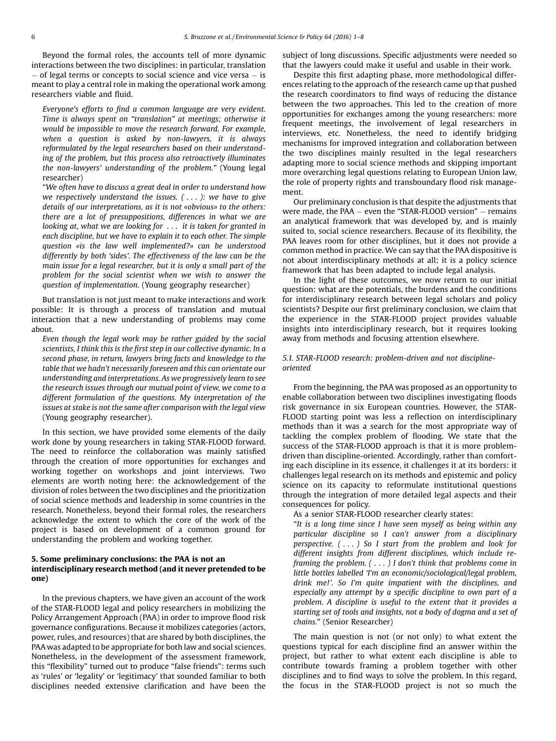Beyond the formal roles, the accounts tell of more dynamic interactions between the two disciplines: in particular, translation – of legal terms or concepts to social science and vice versa – is meant to play a central role in making the operational work among researchers viable and fluid.

*Everyone's efforts to find a common language are very evident. Time is always spent on "translation" at meetings; otherwise it would be impossible to move the research forward. For example, when a question is asked by non-lawyers, it is always reformulated by the legal researchers based on their understanding of the problem, but this process also retroactively illuminates the non-lawyers' understanding of the problem."* (Young legal researcher)

"*We often have to discuss a great deal in order to understand how we respectively understand the issues. ( . . . ): we have to give details of our interpretations, as it is not «obvious» to the others: there are a lot of presuppositions, differences in what we are looking at, what we are looking for . . . it is taken for granted in each discipline, but we have to explain it to each other. The simple question «is the law well implemented?» can be understood differently by both 'sides'. The effectiveness of the law can be the main issue for a legal researcher, but it is only a small part of the problem for the social scientist when we wish to answer the question of implementation.* (Young geography researcher)

But translation is not just meant to make interactions and work possible: It is through a process of translation and mutual interaction that a new understanding of problems may come about.

*Even though the legal work may be rather guided by the social scientists, I think this is the first step in our collective dynamic. In a second phase, in return, lawyers bring facts and knowledge to the table that we hadn't necessarily foreseen and this can orientate our understanding and interpretations. As we progressively learn to see the research issues through our mutual point of view, we come to a different formulation of the questions. My interpretation of the issues at stake is not the same after comparison with the legal view* (Young geography researcher).

In this section, we have provided some elements of the daily work done by young researchers in taking STAR-FLOOD forward. The need to reinforce the collaboration was mainly satisfied through the creation of more opportunities for exchanges and working together on workshops and joint interviews. Two elements are worth noting here: the acknowledgement of the division of roles between the two disciplines and the prioritization of social science methods and leadership in some countries in the research. Nonetheless, beyond their formal roles, the researchers acknowledge the extent to which the core of the work of the project is based on development of a common ground for understanding the problem and working together.

## 5. Some preliminary conclusions: the PAA is not an interdisciplinary research method (and it never pretended to be one)

In the previous chapters, we have given an account of the work of the STAR-FLOOD legal and policy researchers in mobilizing the Policy Arrangement Approach (PAA) in order to improve flood risk governance configurations. Because it mobilizes categories (actors, power, rules, and resources) that are shared by both disciplines, the PAA was adapted to be appropriate for both law and social sciences. Nonetheless, in the development of the assessment framework, this "flexibility" turned out to produce "false friends": terms such as 'rules' or 'legality' or 'legitimacy' that sounded familiar to both disciplines needed extensive clarification and have been the subject of long discussions. Specific adjustments were needed so that the lawyers could make it useful and usable in their work.

Despite this first adapting phase, more methodological differences relating to the approach of the research came up that pushed the research coordinators to find ways of reducing the distance between the two approaches. This led to the creation of more opportunities for exchanges among the young researchers: more frequent meetings, the involvement of legal researchers in interviews, etc. Nonetheless, the need to identify bridging mechanisms for improved integration and collaboration between the two disciplines mainly resulted in the legal researchers adapting more to social science methods and skipping important more overarching legal questions relating to European Union law, the role of property rights and transboundary flood risk management.

Our preliminary conclusion is that despite the adjustments that were made, the PAA – even the "STAR-FLOOD version" – remains an analytical framework that was developed by, and is mainly suited to, social science researchers. Because of its flexibility, the PAA leaves room for other disciplines, but it does not provide a common method in practice. We can say that the PAA dispositive is not about interdisciplinary methods at all; it is a policy science framework that has been adapted to include legal analysis.

In the light of these outcomes, we now return to our initial question: what are the potentials, the burdens and the conditions for interdisciplinary research between legal scholars and policy scientists? Despite our first preliminary conclusion, we claim that the experience in the STAR-FLOOD project provides valuable insights into interdisciplinary research, but it requires looking away from methods and focusing attention elsewhere.

### 5.1. STAR-FLOOD research: problem-driven and not discipline-oriented

From the beginning, the PAA was proposed as an opportunity to enable collaboration between two disciplines investigating floods risk governance in six European countries. However, the STAR-FLOOD starting point was less a reflection on interdisciplinary methods than it was a search for the most appropriate way of tackling the complex problem of flooding. We state that the success of the STAR-FLOOD approach is that it is more problem-driven than discipline-oriented. Accordingly, rather than comforting each discipline in its essence, it challenges it at its borders: it challenges legal research on its methods and epistemic and policy science on its capacity to reformulate institutional questions through the integration of more detailed legal aspects and their consequences for policy.

As a senior STAR-FLOOD researcher clearly states:

"*It is a long time since I have seen myself as being within any particular discipline so I can't answer from a disciplinary perspective. ( . . . ) So I start from the problem and look for different insights from different disciplines, which include re-framing the problem. ( . . . ) I don't think that problems come in little bottles labelled 'I'm an economic/sociological/legal problem, drink me!'. So I'm quite impatient with the disciplines, and especially any attempt by a specific discipline to own part of a problem. A discipline is useful to the extent that it provides a starting set of tools and insights, not a body of dogma and a set of chains.*" (Senior Researcher)

The main question is not (or not only) to what extent the questions typical for each discipline find an answer within the project, but rather to what extent each discipline is able to contribute towards framing a problem together with other disciplines and to find ways to solve the problem. In this regard, the focus in the STAR-FLOOD project is not so much the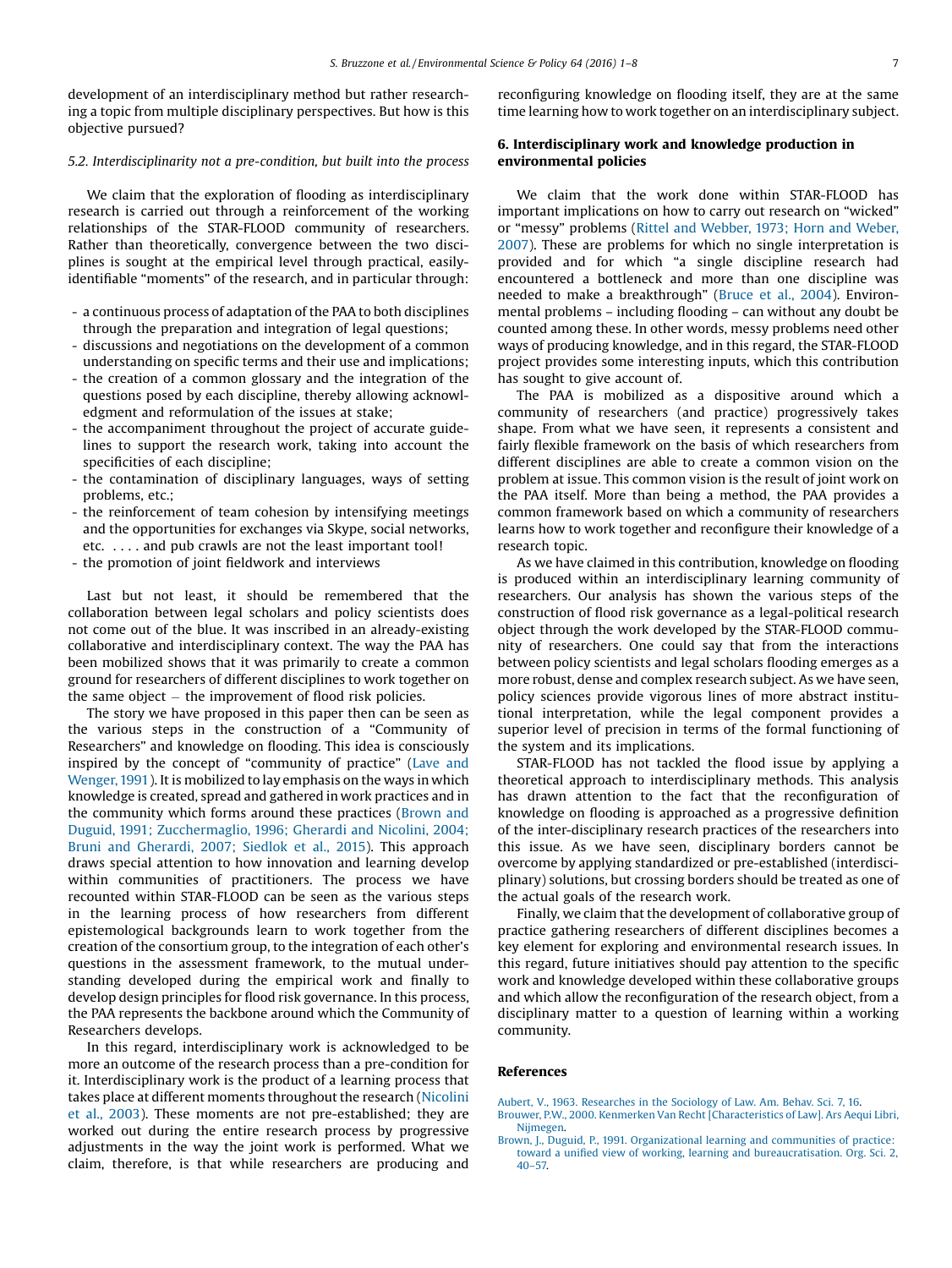development of an interdisciplinary method but rather researching a topic from multiple disciplinary perspectives. But how is this objective pursued?

### 5.2. Interdisciplinarity not a pre-condition, but built into the process

We claim that the exploration of flooding as interdisciplinary research is carried out through a reinforcement of the working relationships of the STAR-FLOOD community of researchers. Rather than theoretically, convergence between the two disciplines is sought at the empirical level through practical, easily-identifiable "moments" of the research, and in particular through:

- a continuous process of adaptation of the PAA to both disciplines through the preparation and integration of legal questions;
- discussions and negotiations on the development of a common understanding on specific terms and their use and implications;
- the creation of a common glossary and the integration of the questions posed by each discipline, thereby allowing acknowledgment and reformulation of the issues at stake;
- the accompaniment throughout the project of accurate guidelines to support the research work, taking into account the specificities of each discipline;
- the contamination of disciplinary languages, ways of setting problems, etc.;
- the reinforcement of team cohesion by intensifying meetings and the opportunities for exchanges via Skype, social networks, etc. . . . . and pub crawls are not the least important tool!
- the promotion of joint fieldwork and interviews

Last but not least, it should be remembered that the collaboration between legal scholars and policy scientists does not come out of the blue. It was inscribed in an already-existing collaborative and interdisciplinary context. The way the PAA has been mobilized shows that it was primarily to create a common ground for researchers of different disciplines to work together on the same object – the improvement of flood risk policies.

The story we have proposed in this paper then can be seen as the various steps in the construction of a "Community of Researchers" and knowledge on flooding. This idea is consciously inspired by the concept of "community of practice" (Lave and Wenger, 1991). It is mobilized to lay emphasis on the ways in which knowledge is created, spread and gathered in work practices and in the community which forms around these practices (Brown and Duguid, 1991; Zucchermaglio, 1996; Gherardi and Nicolini, 2004; Bruni and Gherardi, 2007; Siedlok et al., 2015). This approach draws special attention to how innovation and learning develop within communities of practitioners. The process we have recounted within STAR-FLOOD can be seen as the various steps in the learning process of how researchers from different epistemological backgrounds learn to work together from the creation of the consortium group, to the integration of each other's questions in the assessment framework, to the mutual understanding developed during the empirical work and finally to develop design principles for flood risk governance. In this process, the PAA represents the backbone around which the Community of Researchers develops.

In this regard, interdisciplinary work is acknowledged to be more an outcome of the research process than a pre-condition for it. Interdisciplinary work is the product of a learning process that takes place at different moments throughout the research (Nicolini et al., 2003). These moments are not pre-established; they are worked out during the entire research process by progressive adjustments in the way the joint work is performed. What we claim, therefore, is that while researchers are producing and reconfiguring knowledge on flooding itself, they are at the same time learning how to work together on an interdisciplinary subject.

## 6. Interdisciplinary work and knowledge production in environmental policies

We claim that the work done within STAR-FLOOD has important implications on how to carry out research on "wicked" or "messy" problems (Rittel and Webber, 1973; Horn and Weber, 2007). These are problems for which no single interpretation is provided and for which "a single discipline research had encountered a bottleneck and more than one discipline was needed to make a breakthrough" (Bruce et al., 2004). Environmental problems – including flooding – can without any doubt be counted among these. In other words, messy problems need other ways of producing knowledge, and in this regard, the STAR-FLOOD project provides some interesting inputs, which this contribution has sought to give account of.

The PAA is mobilized as a dispositive around which a community of researchers (and practice) progressively takes shape. From what we have seen, it represents a consistent and fairly flexible framework on the basis of which researchers from different disciplines are able to create a common vision on the problem at issue. This common vision is the result of joint work on the PAA itself. More than being a method, the PAA provides a common framework based on which a community of researchers learns how to work together and reconfigure their knowledge of a research topic.

As we have claimed in this contribution, knowledge on flooding is produced within an interdisciplinary learning community of researchers. Our analysis has shown the various steps of the construction of flood risk governance as a legal-political research object through the work developed by the STAR-FLOOD community of researchers. One could say that from the interactions between policy scientists and legal scholars flooding emerges as a more robust, dense and complex research subject. As we have seen, policy sciences provide vigorous lines of more abstract institutional interpretation, while the legal component provides a superior level of precision in terms of the formal functioning of the system and its implications.

STAR-FLOOD has not tackled the flood issue by applying a theoretical approach to interdisciplinary methods. This analysis has drawn attention to the fact that the reconfiguration of knowledge on flooding is approached as a progressive definition of the inter-disciplinary research practices of the researchers into this issue. As we have seen, disciplinary borders cannot be overcome by applying standardized or pre-established (interdisciplinary) solutions, but crossing borders should be treated as one of the actual goals of the research work.

Finally, we claim that the development of collaborative group of practice gathering researchers of different disciplines becomes a key element for exploring and environmental research issues. In this regard, future initiatives should pay attention to the specific work and knowledge developed within these collaborative groups and which allow the reconfiguration of the research object, from a disciplinary matter to a question of learning within a working community.

## References

Aubert, V., 1963. Researches in the Sociology of Law. Am. Behav. Sci. 7, 16.

Brouwer, P.W., 2000. Kenmerken Van Recht [Characteristics of Law]. Ars Aequi Libri, Nijmegen.

Brown, J., Duguid, P., 1991. Organizational learning and communities of practice: toward a unified view of working, learning and bureaucratisation. Org. Sci. 2, 40–57.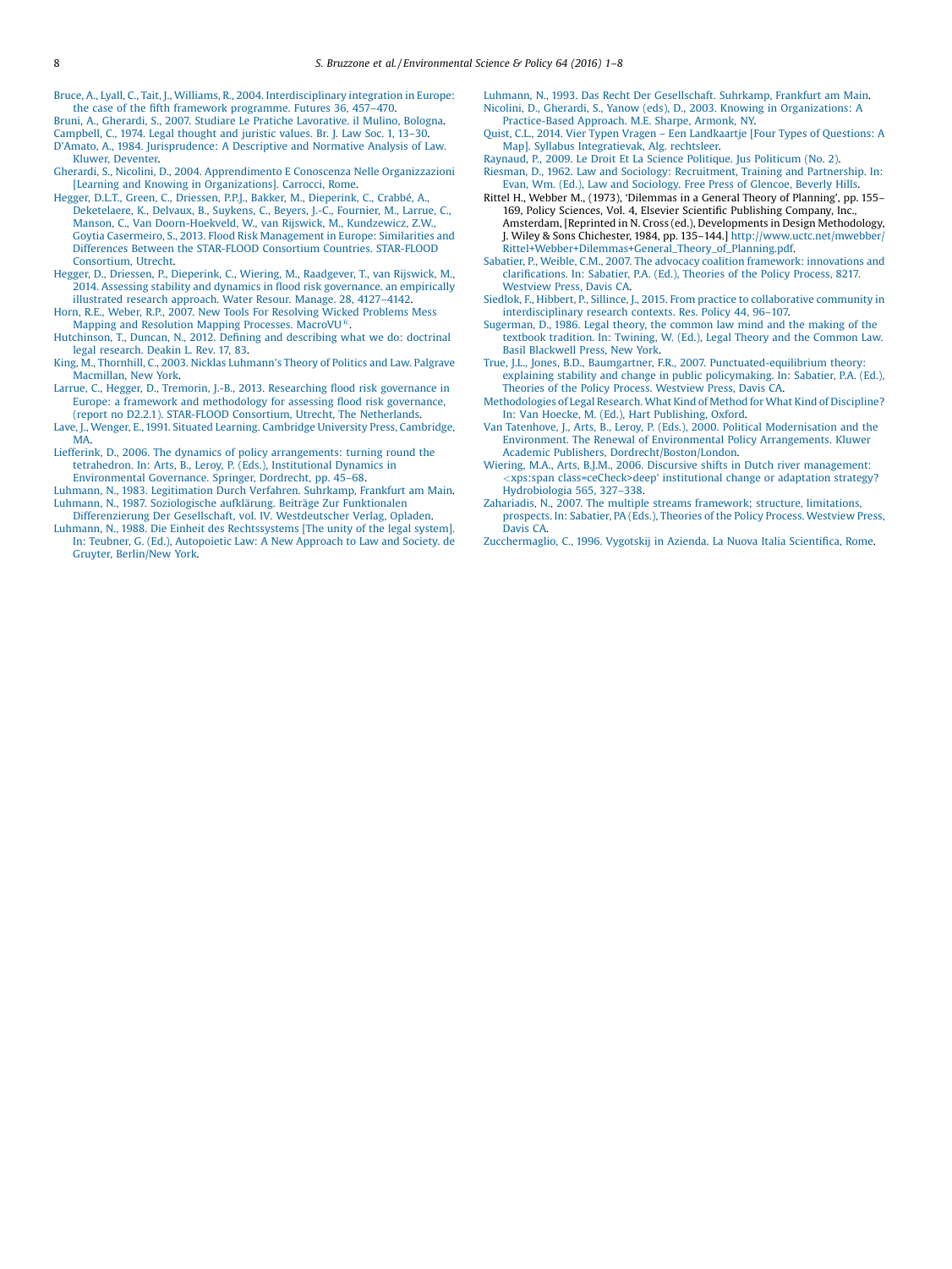Bruce, A., Lyall, C., Tait, J., Williams, R., 2004. Interdisciplinary integration in Europe: the case of the fifth framework programme. Futures 36, 457–470.

Bruni, A., Gherardi, S., 2007. Studiare Le Pratiche Lavorative. il Mulino, Bologna.

Campbell, C., 1974. Legal thought and juristic values. Br. J. Law Soc. 1, 13–30.

D'Amato, A., 1984. Jurisprudence: A Descriptive and Normative Analysis of Law. Kluwer, Deventer.

Gherardi, S., Nicolini, D., 2004. Apprendimento E Conoscenza Nelle Organizzazioni [Learning and Knowing in Organizations]. Carrocci, Rome.

Hegger, D.L.T., Green, C., Driessen, P.P.J., Bakker, M., Dieperink, C., Crabbé, A., Deketelaere, K., Delvaux, B., Suykens, C., Beyers, J.-C., Fournier, M., Larrue, C., Manson, C., Van Doorn-Hoekveld, W., van Rijswick, M., Kundzewicz, Z.W., Goytia Casermeiro, S., 2013. Flood Risk Management in Europe: Similarities and Differences Between the STAR-FLOOD Consortium Countries. STAR-FLOOD Consortium, Utrecht.

Hegger, D., Driessen, P., Dieperink, C., Wiering, M., Raadgever, T., van Rijswick, M., 2014. Assessing stability and dynamics in flood risk governance. an empirically illustrated research approach. Water Resour. Manage. 28, 4127–4142.

Horn, R.E., Weber, R.P., 2007. New Tools For Resolving Wicked Problems Mess Mapping and Resolution Mapping Processes. MacroVU®.

Hutchinson, T., Duncan, N., 2012. Defining and describing what we do: doctrinal legal research. Deakin L. Rev. 17, 83.

King, M., Thornhill, C., 2003. Nicklas Luhmann's Theory of Politics and Law. Palgrave Macmillan, New York.

Larrue, C., Hegger, D., Tremorin, J.-B., 2013. Researching flood risk governance in Europe: a framework and methodology for assessing flood risk governance, (report no D2.2.1). STAR-FLOOD Consortium, Utrecht, The Netherlands.

Lave, J., Wenger, E., 1991. Situated Learning. Cambridge University Press, Cambridge, MA.

Liefferink, D., 2006. The dynamics of policy arrangements: turning round the tetrahedron. In: Arts, B., Leroy, P. (Eds.), Institutional Dynamics in Environmental Governance. Springer, Dordrecht, pp. 45–68.

Luhmann, N., 1983. Legitimation Durch Verfahren. Suhrkamp, Frankfurt am Main.

Luhmann, N., 1987. Soziologische aufklärung. Beiträge Zur Funktionalen Differenzierung Der Gesellschaft, vol. IV. Westdeutscher Verlag, Opladen.

Luhmann, N., 1988. Die Einheit des Rechtssystems [The unity of the legal system]. In: Teubner, G. (Ed.), Autopoietic Law: A New Approach to Law and Society. de Gruyter, Berlin/New York.

Luhmann, N., 1993. Das Recht Der Gesellschaft. Suhrkamp, Frankfurt am Main.

Nicolini, D., Gherardi, S., Yanow (eds), D., 2003. Knowing in Organizations: A Practice-Based Approach. M.E. Sharpe, Armonk, NY.

Quist, C.L., 2014. Vier Typen Vragen – Een Landkaartje [Four Types of Questions: A Map]. Syllabus Integratievak, Alg. rechtsleer.

Raynaud, P., 2009. Le Droit Et La Science Politique. Jus Politicum (No. 2).

Riesman, D., 1962. Law and Sociology: Recruitment, Training and Partnership. In: Evan, Wm. (Ed.), Law and Sociology. Free Press of Glencoe, Beverly Hills.

Rittel H., Webber M., (1973), 'Dilemmas in a General Theory of Planning', pp. 155–169, Policy Sciences, Vol. 4, Elsevier Scientific Publishing Company, Inc., Amsterdam, [Reprinted in N. Cross (ed.), Developments in Design Methodology, J. Wiley & Sons Chichester, 1984, pp. 135–144.] http://www.uctc.net/mwebber/Rittel+Webber+Dilemmas+General_Theory_of_Planning.pdf.

Sabatier, P., Weible, C.M., 2007. The advocacy coalition framework: innovations and clarifications. In: Sabatier, P.A. (Ed.), Theories of the Policy Process, 8217. Westview Press, Davis CA.

Siedlok, F., Hibbert, P., Sillince, J., 2015. From practice to collaborative community in interdisciplinary research contexts. Res. Policy 44, 96–107.

Sugerman, D., 1986. Legal theory, the common law mind and the making of the textbook tradition. In: Twining, W. (Ed.), Legal Theory and the Common Law. Basil Blackwell Press, New York.

True, J.L., Jones, B.D., Baumgartner, F.R., 2007. Punctuated-equilibrium theory: explaining stability and change in public policymaking. In: Sabatier, P.A. (Ed.), Theories of the Policy Process. Westview Press, Davis CA.

Methodologies of Legal Research. What Kind of Method for What Kind of Discipline? In: Van Hoecke, M. (Ed.), Hart Publishing, Oxford.

Van Tatenhove, J., Arts, B., Leroy, P. (Eds.), 2000. Political Modernisation and the Environment. The Renewal of Environmental Policy Arrangements. Kluwer Academic Publishers, Dordrecht/Boston/London.

Wiering, M.A., Arts, B.J.M., 2006. Discursive shifts in Dutch river management: <xps:span class=ceCheck>deep' institutional change or adaptation strategy? Hydrobiologia 565, 327–338.

Zahariadis, N., 2007. The multiple streams framework; structure, limitations, prospects. In: Sabatier, PA (Eds.), Theories of the Policy Process. Westview Press, Davis CA.

Zucchermaglio, C., 1996. Vygotskij in Azienda. La Nuova Italia Scientifica, Rome.